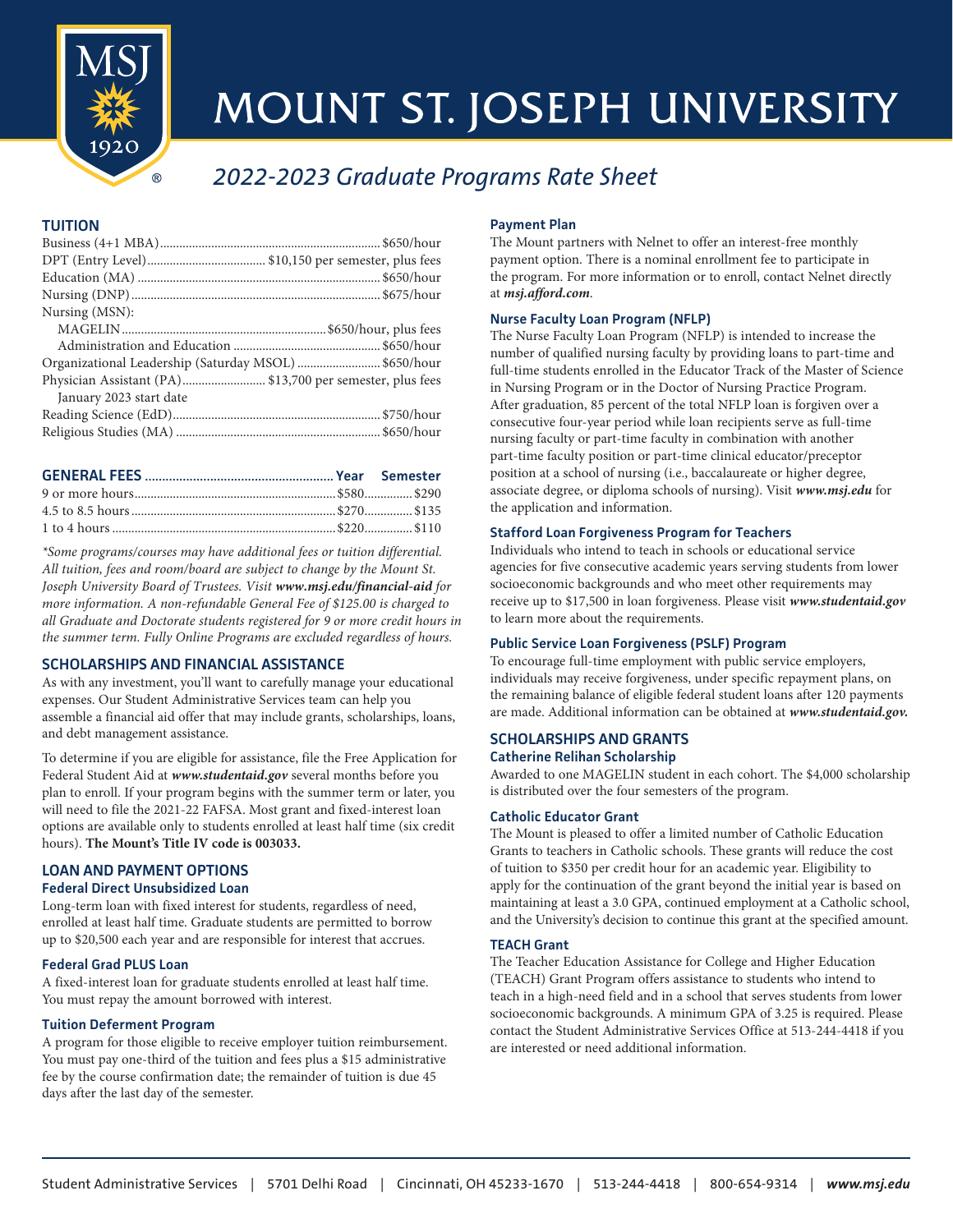# MOUNT ST. JOSEPH UNIVERSITY

## *2022-2023 Graduate Programs Rate Sheet*

### TUITION

| Program | Rate |
|---|---|
| Business (4+1 MBA) | $650/hour |
| DPT (Entry Level) | $10,150 per semester, plus fees |
| Education (MA) | $650/hour |
| Nursing (DNP) | $675/hour |
| Nursing (MSN): | |
| MAGELIN | $650/hour, plus fees |
| Administration and Education | $650/hour |
| Organizational Leadership (Saturday MSOL) | $650/hour |
| Physician Assistant (PA) | $13,700 per semester, plus fees |
| January 2023 start date | |
| Reading Science (EdD) | $750/hour |
| Religious Studies (MA) | $650/hour |

### GENERAL FEES

| GENERAL FEES | Year | Semester |
|---|---|---|
| 9 or more hours | $580 | $290 |
| 4.5 to 8.5 hours | $270 | $135 |
| 1 to 4 hours | $220 | $110 |

*\*Some programs/courses may have additional fees or tuition differential. All tuition, fees and room/board are subject to change by the Mount St. Joseph University Board of Trustees. Visit **www.msj.edu/financial-aid** for more information. A non-refundable General Fee of $125.00 is charged to all Graduate and Doctorate students registered for 9 or more credit hours in the summer term. Fully Online Programs are excluded regardless of hours.*

### SCHOLARSHIPS AND FINANCIAL ASSISTANCE

As with any investment, you'll want to carefully manage your educational expenses. Our Student Administrative Services team can help you assemble a financial aid offer that may include grants, scholarships, loans, and debt management assistance.

To determine if you are eligible for assistance, file the Free Application for Federal Student Aid at ***www.studentaid.gov*** several months before you plan to enroll. If your program begins with the summer term or later, you will need to file the 2021-22 FAFSA. Most grant and fixed-interest loan options are available only to students enrolled at least half time (six credit hours). **The Mount's Title IV code is 003033.**

### LOAN AND PAYMENT OPTIONS

#### Federal Direct Unsubsidized Loan

Long-term loan with fixed interest for students, regardless of need, enrolled at least half time. Graduate students are permitted to borrow up to $20,500 each year and are responsible for interest that accrues.

#### Federal Grad PLUS Loan

A fixed-interest loan for graduate students enrolled at least half time. You must repay the amount borrowed with interest.

#### Tuition Deferment Program

A program for those eligible to receive employer tuition reimbursement. You must pay one-third of the tuition and fees plus a $15 administrative fee by the course confirmation date; the remainder of tuition is due 45 days after the last day of the semester.

#### Payment Plan

The Mount partners with Nelnet to offer an interest-free monthly payment option. There is a nominal enrollment fee to participate in the program. For more information or to enroll, contact Nelnet directly at ***msj.afford.com***.

#### Nurse Faculty Loan Program (NFLP)

The Nurse Faculty Loan Program (NFLP) is intended to increase the number of qualified nursing faculty by providing loans to part-time and full-time students enrolled in the Educator Track of the Master of Science in Nursing Program or in the Doctor of Nursing Practice Program. After graduation, 85 percent of the total NFLP loan is forgiven over a consecutive four-year period while loan recipients serve as full-time nursing faculty or part-time faculty in combination with another part-time faculty position or part-time clinical educator/preceptor position at a school of nursing (i.e., baccalaureate or higher degree, associate degree, or diploma schools of nursing). Visit ***www.msj.edu*** for the application and information.

#### Stafford Loan Forgiveness Program for Teachers

Individuals who intend to teach in schools or educational service agencies for five consecutive academic years serving students from lower socioeconomic backgrounds and who meet other requirements may receive up to $17,500 in loan forgiveness. Please visit ***www.studentaid.gov*** to learn more about the requirements.

#### Public Service Loan Forgiveness (PSLF) Program

To encourage full-time employment with public service employers, individuals may receive forgiveness, under specific repayment plans, on the remaining balance of eligible federal student loans after 120 payments are made. Additional information can be obtained at ***www.studentaid.gov.***

### SCHOLARSHIPS AND GRANTS

#### Catherine Relihan Scholarship

Awarded to one MAGELIN student in each cohort. The $4,000 scholarship is distributed over the four semesters of the program.

#### Catholic Educator Grant

The Mount is pleased to offer a limited number of Catholic Education Grants to teachers in Catholic schools. These grants will reduce the cost of tuition to $350 per credit hour for an academic year. Eligibility to apply for the continuation of the grant beyond the initial year is based on maintaining at least a 3.0 GPA, continued employment at a Catholic school, and the University's decision to continue this grant at the specified amount.

#### TEACH Grant

The Teacher Education Assistance for College and Higher Education (TEACH) Grant Program offers assistance to students who intend to teach in a high-need field and in a school that serves students from lower socioeconomic backgrounds. A minimum GPA of 3.25 is required. Please contact the Student Administrative Services Office at 513-244-4418 if you are interested or need additional information.

Student Administrative Services | 5701 Delhi Road | Cincinnati, OH 45233-1670 | 513-244-4418 | 800-654-9314 | ***www.msj.edu***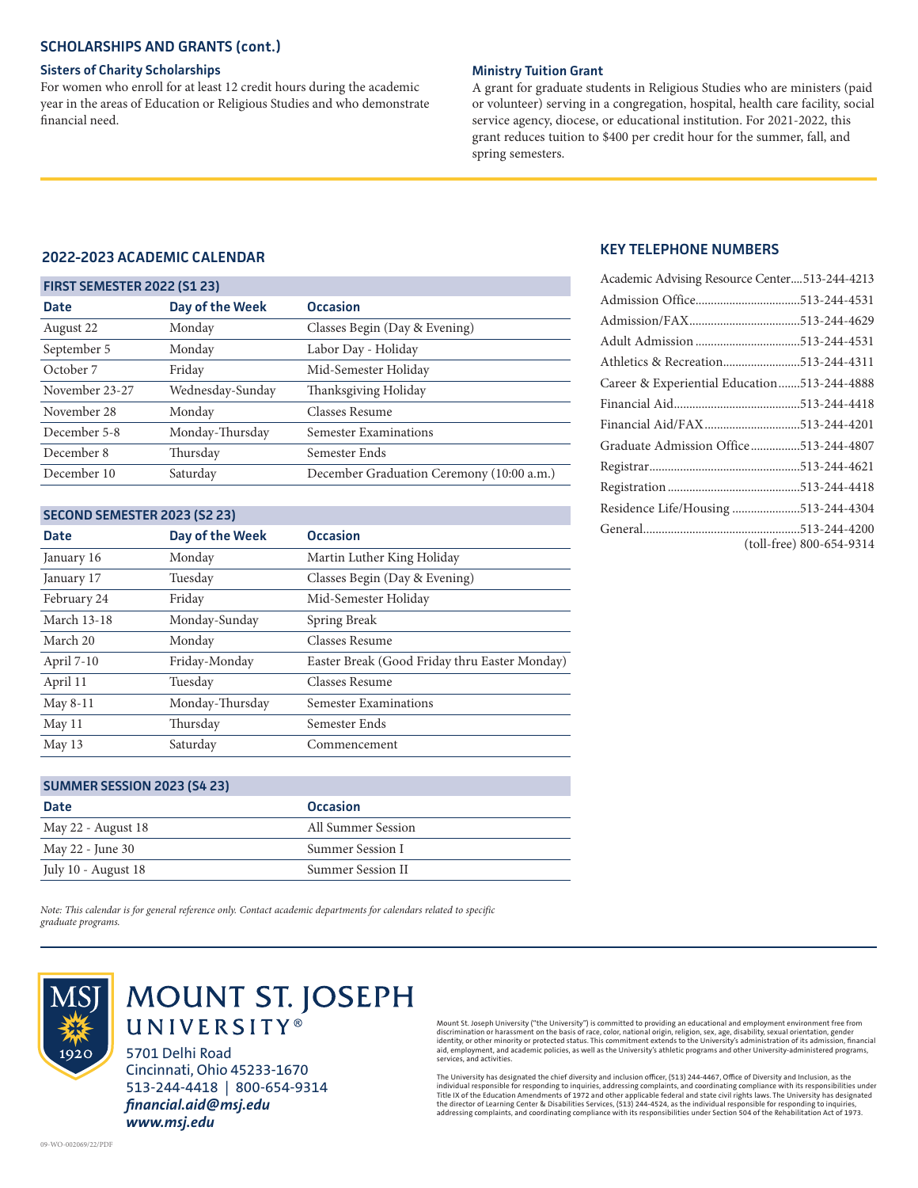## SCHOLARSHIPS AND GRANTS (cont.)

### Sisters of Charity Scholarships

For women who enroll for at least 12 credit hours during the academic year in the areas of Education or Religious Studies and who demonstrate financial need.

### Ministry Tuition Grant

A grant for graduate students in Religious Studies who are ministers (paid or volunteer) serving in a congregation, hospital, health care facility, social service agency, diocese, or educational institution. For 2021-2022, this grant reduces tuition to $400 per credit hour for the summer, fall, and spring semesters.

## 2022-2023 ACADEMIC CALENDAR

### FIRST SEMESTER 2022 (S1 23)

| Date | Day of the Week | Occasion |
| --- | --- | --- |
| August 22 | Monday | Classes Begin (Day & Evening) |
| September 5 | Monday | Labor Day - Holiday |
| October 7 | Friday | Mid-Semester Holiday |
| November 23-27 | Wednesday-Sunday | Thanksgiving Holiday |
| November 28 | Monday | Classes Resume |
| December 5-8 | Monday-Thursday | Semester Examinations |
| December 8 | Thursday | Semester Ends |
| December 10 | Saturday | December Graduation Ceremony (10:00 a.m.) |

### SECOND SEMESTER 2023 (S2 23)

| Date | Day of the Week | Occasion |
| --- | --- | --- |
| January 16 | Monday | Martin Luther King Holiday |
| January 17 | Tuesday | Classes Begin (Day & Evening) |
| February 24 | Friday | Mid-Semester Holiday |
| March 13-18 | Monday-Sunday | Spring Break |
| March 20 | Monday | Classes Resume |
| April 7-10 | Friday-Monday | Easter Break (Good Friday thru Easter Monday) |
| April 11 | Tuesday | Classes Resume |
| May 8-11 | Monday-Thursday | Semester Examinations |
| May 11 | Thursday | Semester Ends |
| May 13 | Saturday | Commencement |

### SUMMER SESSION 2023 (S4 23)

| Date | Occasion |
| --- | --- |
| May 22 - August 18 | All Summer Session |
| May 22 - June 30 | Summer Session I |
| July 10 - August 18 | Summer Session II |

*Note: This calendar is for general reference only. Contact academic departments for calendars related to specific graduate programs.*

## KEY TELEPHONE NUMBERS

| | |
| --- | --- |
| Academic Advising Resource Center | 513-244-4213 |
| Admission Office | 513-244-4531 |
| Admission/FAX | 513-244-4629 |
| Adult Admission | 513-244-4531 |
| Athletics & Recreation | 513-244-4311 |
| Career & Experiential Education | 513-244-4888 |
| Financial Aid | 513-244-4418 |
| Financial Aid/FAX | 513-244-4201 |
| Graduate Admission Office | 513-244-4807 |
| Registrar | 513-244-4621 |
| Registration | 513-244-4418 |
| Residence Life/Housing | 513-244-4304 |
| General | 513-244-4200 (toll-free) 800-654-9314 |

MSJ 1920

MOUNT ST. JOSEPH UNIVERSITY®

5701 Delhi Road
Cincinnati, Ohio 45233-1670
513-244-4418 | 800-654-9314
***financial.aid@msj.edu***
***www.msj.edu***

Mount St. Joseph University ("the University") is committed to providing an educational and employment environment free from discrimination or harassment on the basis of race, color, national origin, religion, sex, age, disability, sexual orientation, gender identity, or other minority or protected status. This commitment extends to the University's administration of its admission, financial aid, employment, and academic policies, as well as the University's athletic programs and other University-administered programs, services, and activities.

The University has designated the chief diversity and inclusion officer, (513) 244-4467, Office of Diversity and Inclusion, as the individual responsible for responding to inquiries, addressing complaints, and coordinating compliance with its responsibilities under Title IX of the Education Amendments of 1972 and other applicable federal and state civil rights laws. The University has designated the director of Learning Center & Disabilities Services, (513) 244-4524, as the individual responsible for responding to inquiries, addressing complaints, and coordinating compliance with its responsibilities under Section 504 of the Rehabilitation Act of 1973.

09-WO-002069/22/PDF